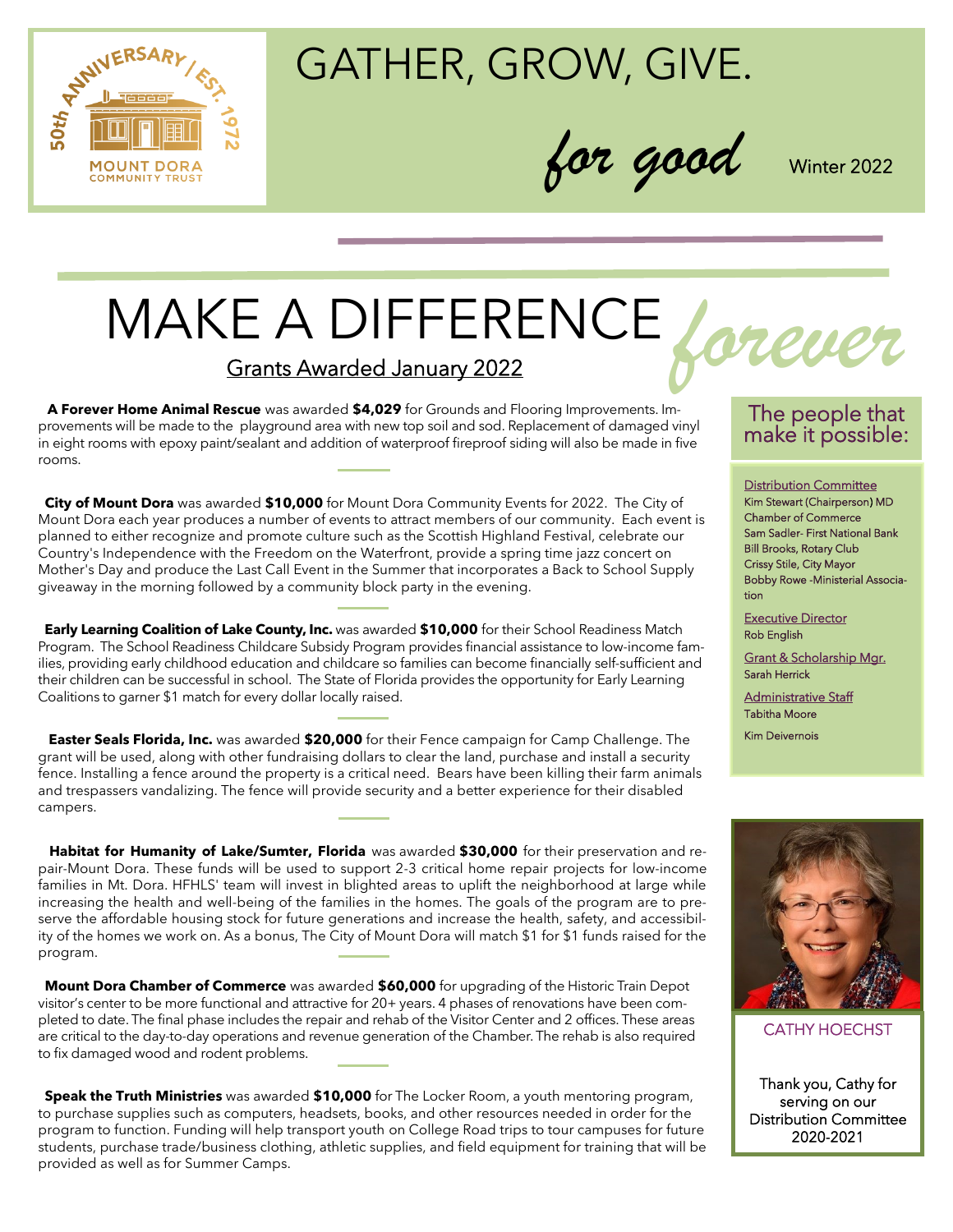50th ANNIVERSARY / EST. 1972
MOUNT DORA COMMUNITY TRUST

# GATHER, GROW, GIVE.

*for good*

Winter 2022

# MAKE A DIFFERENCE *forever*

## Grants Awarded January 2022

**A Forever Home Animal Rescue** was awarded **$4,029** for Grounds and Flooring Improvements. Improvements will be made to the playground area with new top soil and sod. Replacement of damaged vinyl in eight rooms with epoxy paint/sealant and addition of waterproof fireproof siding will also be made in five rooms.

**City of Mount Dora** was awarded **$10,000** for Mount Dora Community Events for 2022. The City of Mount Dora each year produces a number of events to attract members of our community. Each event is planned to either recognize and promote culture such as the Scottish Highland Festival, celebrate our Country's Independence with the Freedom on the Waterfront, provide a spring time jazz concert on Mother's Day and produce the Last Call Event in the Summer that incorporates a Back to School Supply giveaway in the morning followed by a community block party in the evening.

**Early Learning Coalition of Lake County, Inc.** was awarded **$10,000** for their School Readiness Match Program. The School Readiness Childcare Subsidy Program provides financial assistance to low-income families, providing early childhood education and childcare so families can become financially self-sufficient and their children can be successful in school. The State of Florida provides the opportunity for Early Learning Coalitions to garner $1 match for every dollar locally raised.

**Easter Seals Florida, Inc.** was awarded **$20,000** for their Fence campaign for Camp Challenge. The grant will be used, along with other fundraising dollars to clear the land, purchase and install a security fence. Installing a fence around the property is a critical need. Bears have been killing their farm animals and trespassers vandalizing. The fence will provide security and a better experience for their disabled campers.

**Habitat for Humanity of Lake/Sumter, Florida** was awarded **$30,000** for their preservation and repair-Mount Dora. These funds will be used to support 2-3 critical home repair projects for low-income families in Mt. Dora. HFHLS' team will invest in blighted areas to uplift the neighborhood at large while increasing the health and well-being of the families in the homes. The goals of the program are to preserve the affordable housing stock for future generations and increase the health, safety, and accessibility of the homes we work on. As a bonus, The City of Mount Dora will match $1 for $1 funds raised for the program.

**Mount Dora Chamber of Commerce** was awarded **$60,000** for upgrading of the Historic Train Depot visitor's center to be more functional and attractive for 20+ years. 4 phases of renovations have been completed to date. The final phase includes the repair and rehab of the Visitor Center and 2 offices. These areas are critical to the day-to-day operations and revenue generation of the Chamber. The rehab is also required to fix damaged wood and rodent problems.

**Speak the Truth Ministries** was awarded **$10,000** for The Locker Room, a youth mentoring program, to purchase supplies such as computers, headsets, books, and other resources needed in order for the program to function. Funding will help transport youth on College Road trips to tour campuses for future students, purchase trade/business clothing, athletic supplies, and field equipment for training that will be provided as well as for Summer Camps.

## The people that make it possible:

Distribution Committee
Kim Stewart (Chairperson) MD Chamber of Commerce
Sam Sadler- First National Bank
Bill Brooks, Rotary Club
Crissy Stile, City Mayor
Bobby Rowe -Ministerial Association

Executive Director
Rob English

Grant & Scholarship Mgr.
Sarah Herrick

Administrative Staff
Tabitha Moore
Kim Deivernois

CATHY HOECHST

Thank you, Cathy for serving on our Distribution Committee 2020-2021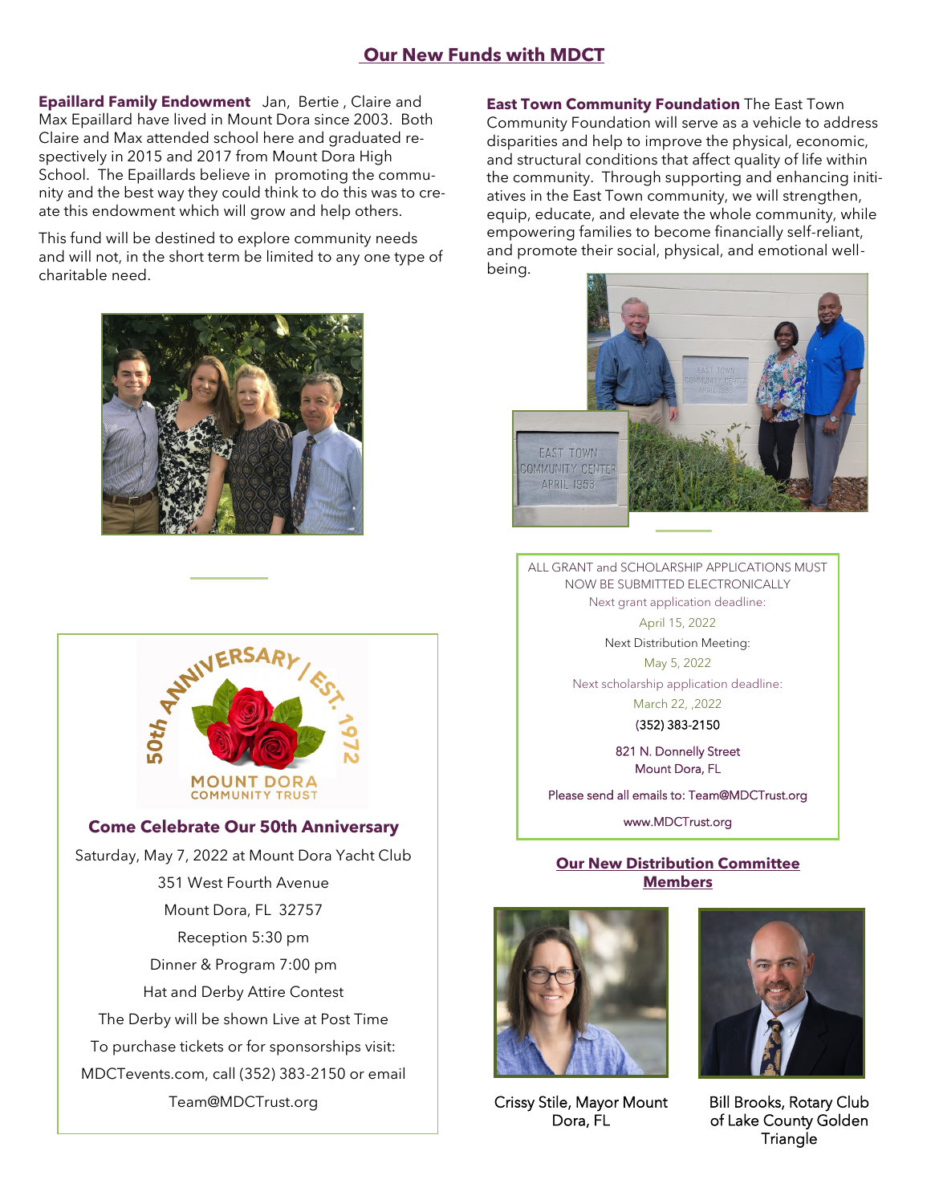## Our New Funds with MDCT

**Epaillard Family Endowment** Jan, Bertie , Claire and Max Epaillard have lived in Mount Dora since 2003. Both Claire and Max attended school here and graduated respectively in 2015 and 2017 from Mount Dora High School. The Epaillards believe in promoting the community and the best way they could think to do this was to create this endowment which will grow and help others.

This fund will be destined to explore community needs and will not, in the short term be limited to any one type of charitable need.

**East Town Community Foundation** The East Town Community Foundation will serve as a vehicle to address disparities and help to improve the physical, economic, and structural conditions that affect quality of life within the community. Through supporting and enhancing initiatives in the East Town community, we will strengthen, equip, educate, and elevate the whole community, while empowering families to become financially self-reliant, and promote their social, physical, and emotional well-being.

ALL GRANT and SCHOLARSHIP APPLICATIONS MUST NOW BE SUBMITTED ELECTRONICALLY

Next grant application deadline:
April 15, 2022

Next Distribution Meeting:
May 5, 2022

Next scholarship application deadline:
March 22, ,2022

(352) 383-2150

821 N. Donnelly Street
Mount Dora, FL

Please send all emails to: Team@MDCTrust.org

www.MDCTrust.org

### Come Celebrate Our 50th Anniversary

Saturday, May 7, 2022 at Mount Dora Yacht Club
351 West Fourth Avenue
Mount Dora, FL 32757
Reception 5:30 pm
Dinner & Program 7:00 pm
Hat and Derby Attire Contest
The Derby will be shown Live at Post Time
To purchase tickets or for sponsorships visit:
MDCTevents.com, call (352) 383-2150 or email
Team@MDCTrust.org

## Our New Distribution Committee Members

Crissy Stile, Mayor Mount Dora, FL

Bill Brooks, Rotary Club of Lake County Golden Triangle